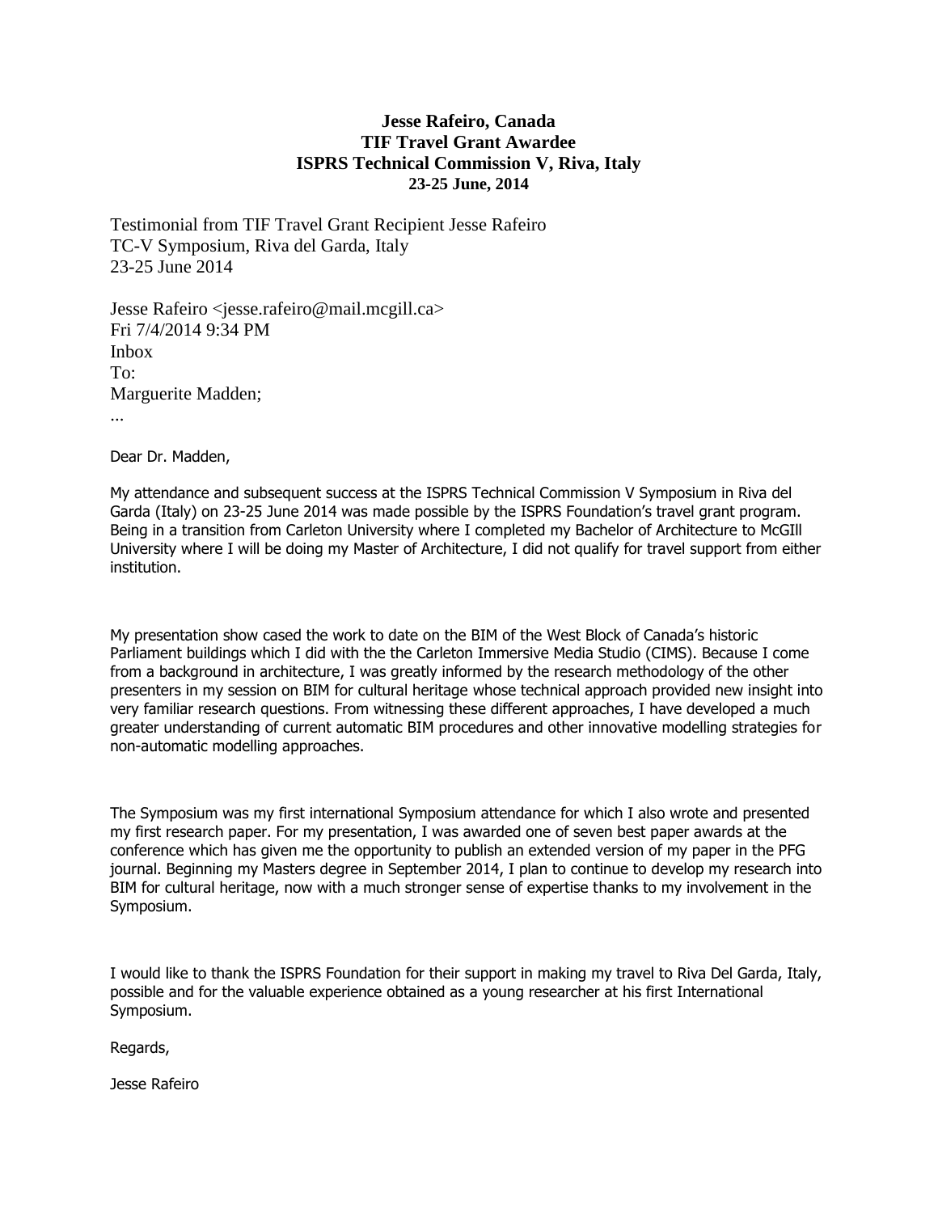**Jesse Rafeiro, Canada**
**TIF Travel Grant Awardee**
**ISPRS Technical Commission V, Riva, Italy**
**23-25 June, 2014**

Testimonial from TIF Travel Grant Recipient Jesse Rafeiro
TC-V Symposium, Riva del Garda, Italy
23-25 June 2014

Jesse Rafeiro <jesse.rafeiro@mail.mcgill.ca>
Fri 7/4/2014 9:34 PM
Inbox
To:
Marguerite Madden;
...

Dear Dr. Madden,

My attendance and subsequent success at the ISPRS Technical Commission V Symposium in Riva del Garda (Italy) on 23-25 June 2014 was made possible by the ISPRS Foundation's travel grant program. Being in a transition from Carleton University where I completed my Bachelor of Architecture to McGIll University where I will be doing my Master of Architecture, I did not qualify for travel support from either institution.

My presentation show cased the work to date on the BIM of the West Block of Canada's historic Parliament buildings which I did with the the Carleton Immersive Media Studio (CIMS). Because I come from a background in architecture, I was greatly informed by the research methodology of the other presenters in my session on BIM for cultural heritage whose technical approach provided new insight into very familiar research questions. From witnessing these different approaches, I have developed a much greater understanding of current automatic BIM procedures and other innovative modelling strategies for non-automatic modelling approaches.

The Symposium was my first international Symposium attendance for which I also wrote and presented my first research paper. For my presentation, I was awarded one of seven best paper awards at the conference which has given me the opportunity to publish an extended version of my paper in the PFG journal. Beginning my Masters degree in September 2014, I plan to continue to develop my research into BIM for cultural heritage, now with a much stronger sense of expertise thanks to my involvement in the Symposium.

I would like to thank the ISPRS Foundation for their support in making my travel to Riva Del Garda, Italy, possible and for the valuable experience obtained as a young researcher at his first International Symposium.

Regards,

Jesse Rafeiro